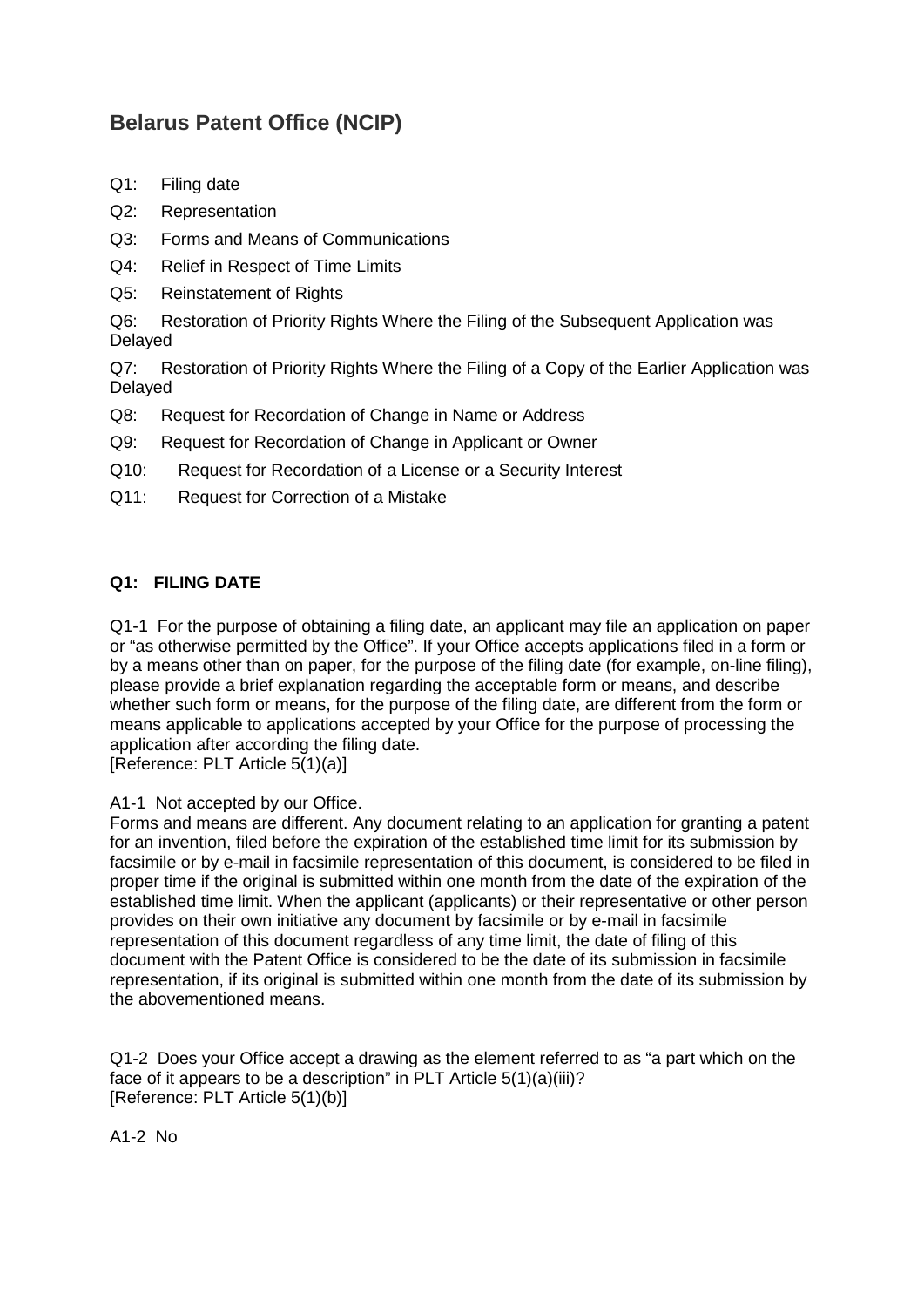# Belarus Patent Office (NCIP)

Q1: Filing date

Q2: Representation

Q3: Forms and Means of Communications

Q4: Relief in Respect of Time Limits

Q5: Reinstatement of Rights

Q6: Restoration of Priority Rights Where the Filing of the Subsequent Application was Delayed

Q7: Restoration of Priority Rights Where the Filing of a Copy of the Earlier Application was Delayed

Q8: Request for Recordation of Change in Name or Address

Q9: Request for Recordation of Change in Applicant or Owner

Q10: Request for Recordation of a License or a Security Interest

Q11: Request for Correction of a Mistake

## Q1: FILING DATE

Q1-1 For the purpose of obtaining a filing date, an applicant may file an application on paper or "as otherwise permitted by the Office". If your Office accepts applications filed in a form or by a means other than on paper, for the purpose of the filing date (for example, on-line filing), please provide a brief explanation regarding the acceptable form or means, and describe whether such form or means, for the purpose of the filing date, are different from the form or means applicable to applications accepted by your Office for the purpose of processing the application after according the filing date.
[Reference: PLT Article 5(1)(a)]

A1-1 Not accepted by our Office.
Forms and means are different. Any document relating to an application for granting a patent for an invention, filed before the expiration of the established time limit for its submission by facsimile or by e-mail in facsimile representation of this document, is considered to be filed in proper time if the original is submitted within one month from the date of the expiration of the established time limit. When the applicant (applicants) or their representative or other person provides on their own initiative any document by facsimile or by e-mail in facsimile representation of this document regardless of any time limit, the date of filing of this document with the Patent Office is considered to be the date of its submission in facsimile representation, if its original is submitted within one month from the date of its submission by the abovementioned means.

Q1-2 Does your Office accept a drawing as the element referred to as "a part which on the face of it appears to be a description" in PLT Article 5(1)(a)(iii)?
[Reference: PLT Article 5(1)(b)]

A1-2 No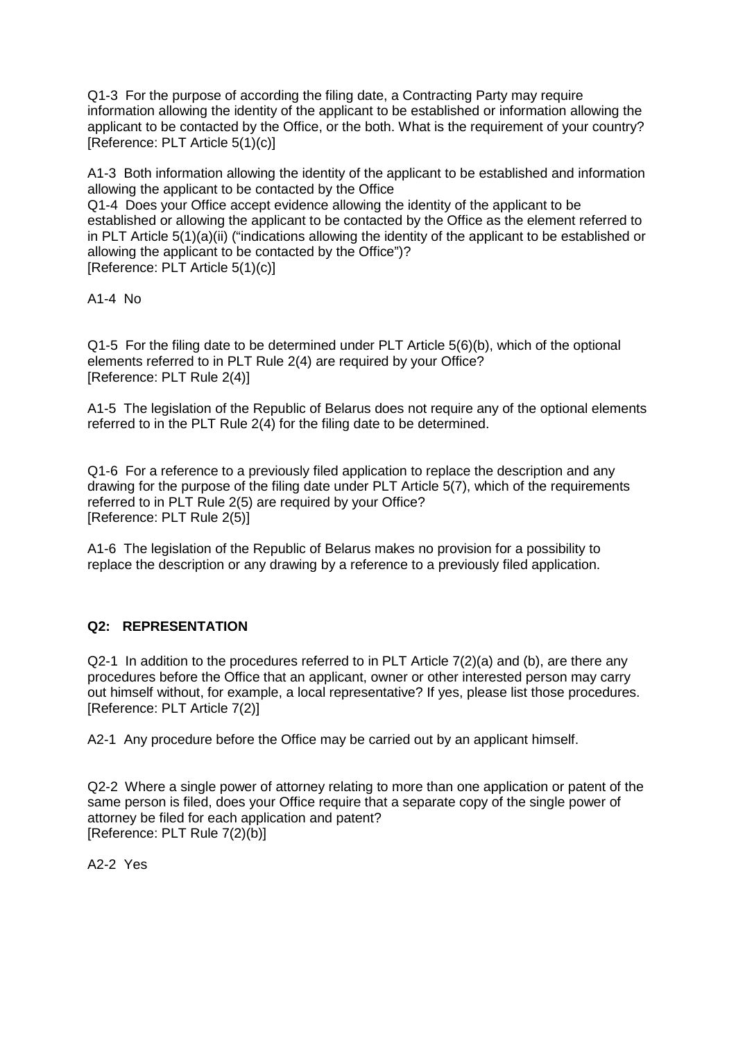Q1-3 For the purpose of according the filing date, a Contracting Party may require information allowing the identity of the applicant to be established or information allowing the applicant to be contacted by the Office, or the both. What is the requirement of your country?
[Reference: PLT Article 5(1)(c)]

A1-3 Both information allowing the identity of the applicant to be established and information allowing the applicant to be contacted by the Office

Q1-4 Does your Office accept evidence allowing the identity of the applicant to be established or allowing the applicant to be contacted by the Office as the element referred to in PLT Article 5(1)(a)(ii) ("indications allowing the identity of the applicant to be established or allowing the applicant to be contacted by the Office")?
[Reference: PLT Article 5(1)(c)]

A1-4 No

Q1-5 For the filing date to be determined under PLT Article 5(6)(b), which of the optional elements referred to in PLT Rule 2(4) are required by your Office?
[Reference: PLT Rule 2(4)]

A1-5 The legislation of the Republic of Belarus does not require any of the optional elements referred to in the PLT Rule 2(4) for the filing date to be determined.

Q1-6 For a reference to a previously filed application to replace the description and any drawing for the purpose of the filing date under PLT Article 5(7), which of the requirements referred to in PLT Rule 2(5) are required by your Office?
[Reference: PLT Rule 2(5)]

A1-6 The legislation of the Republic of Belarus makes no provision for a possibility to replace the description or any drawing by a reference to a previously filed application.

**Q2: REPRESENTATION**

Q2-1 In addition to the procedures referred to in PLT Article 7(2)(a) and (b), are there any procedures before the Office that an applicant, owner or other interested person may carry out himself without, for example, a local representative? If yes, please list those procedures.
[Reference: PLT Article 7(2)]

A2-1 Any procedure before the Office may be carried out by an applicant himself.

Q2-2 Where a single power of attorney relating to more than one application or patent of the same person is filed, does your Office require that a separate copy of the single power of attorney be filed for each application and patent?
[Reference: PLT Rule 7(2)(b)]

A2-2 Yes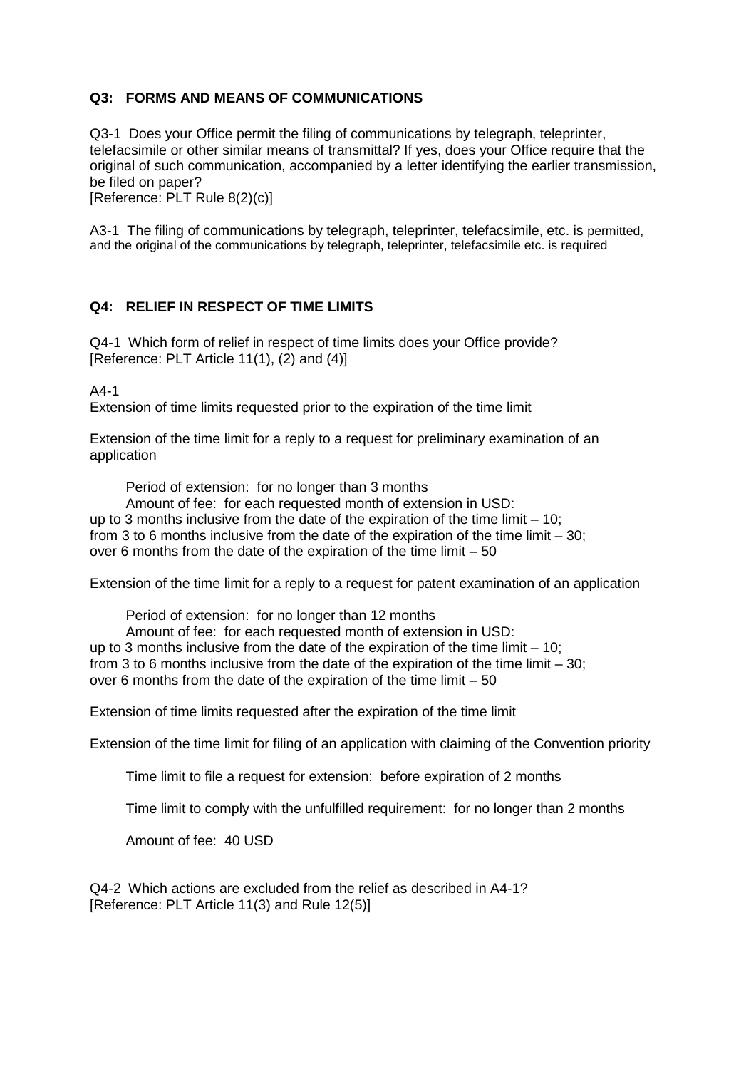### Q3: FORMS AND MEANS OF COMMUNICATIONS

Q3-1 Does your Office permit the filing of communications by telegraph, teleprinter, telefacsimile or other similar means of transmittal? If yes, does your Office require that the original of such communication, accompanied by a letter identifying the earlier transmission, be filed on paper?
[Reference: PLT Rule 8(2)(c)]

A3-1 The filing of communications by telegraph, teleprinter, telefacsimile, etc. is permitted, and the original of the communications by telegraph, teleprinter, telefacsimile etc. is required

### Q4: RELIEF IN RESPECT OF TIME LIMITS

Q4-1 Which form of relief in respect of time limits does your Office provide?
[Reference: PLT Article 11(1), (2) and (4)]

A4-1

Extension of time limits requested prior to the expiration of the time limit

Extension of the time limit for a reply to a request for preliminary examination of an application

Period of extension: for no longer than 3 months
Amount of fee: for each requested month of extension in USD:
up to 3 months inclusive from the date of the expiration of the time limit – 10;
from 3 to 6 months inclusive from the date of the expiration of the time limit – 30;
over 6 months from the date of the expiration of the time limit – 50

Extension of the time limit for a reply to a request for patent examination of an application

Period of extension: for no longer than 12 months
Amount of fee: for each requested month of extension in USD:
up to 3 months inclusive from the date of the expiration of the time limit – 10;
from 3 to 6 months inclusive from the date of the expiration of the time limit – 30;
over 6 months from the date of the expiration of the time limit – 50

Extension of time limits requested after the expiration of the time limit

Extension of the time limit for filing of an application with claiming of the Convention priority

Time limit to file a request for extension: before expiration of 2 months

Time limit to comply with the unfulfilled requirement: for no longer than 2 months

Amount of fee: 40 USD

Q4-2 Which actions are excluded from the relief as described in A4-1?
[Reference: PLT Article 11(3) and Rule 12(5)]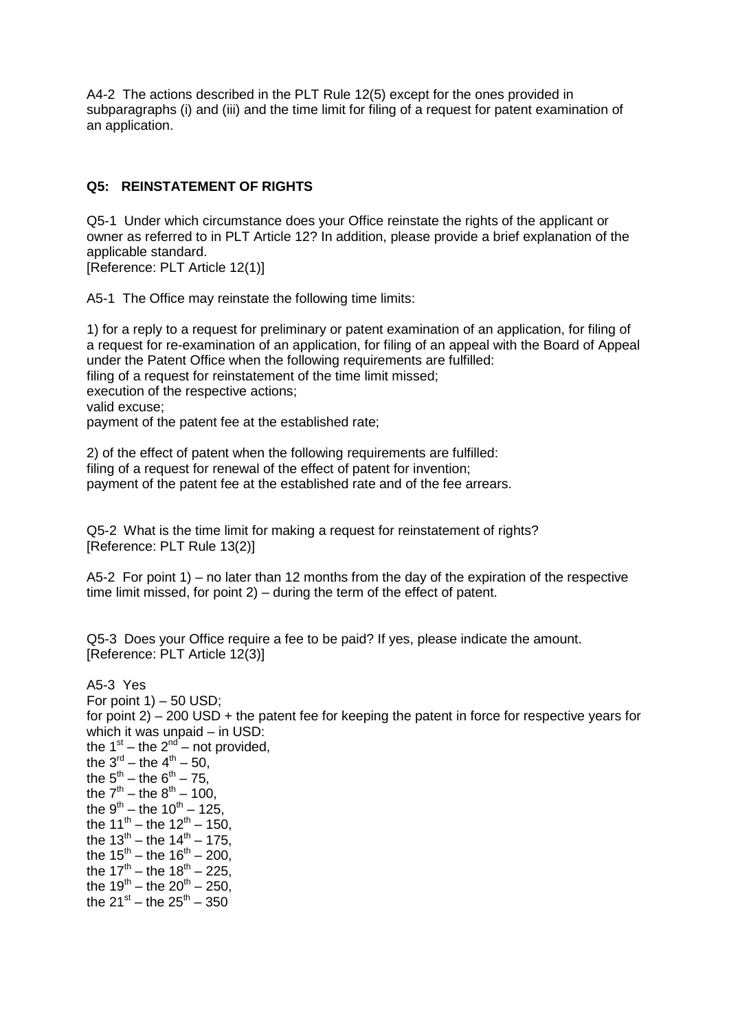A4-2 The actions described in the PLT Rule 12(5) except for the ones provided in subparagraphs (i) and (iii) and the time limit for filing of a request for patent examination of an application.

## Q5: REINSTATEMENT OF RIGHTS

Q5-1 Under which circumstance does your Office reinstate the rights of the applicant or owner as referred to in PLT Article 12? In addition, please provide a brief explanation of the applicable standard.
[Reference: PLT Article 12(1)]

A5-1 The Office may reinstate the following time limits:

1) for a reply to a request for preliminary or patent examination of an application, for filing of a request for re-examination of an application, for filing of an appeal with the Board of Appeal under the Patent Office when the following requirements are fulfilled:
filing of a request for reinstatement of the time limit missed;
execution of the respective actions;
valid excuse;
payment of the patent fee at the established rate;

2) of the effect of patent when the following requirements are fulfilled:
filing of a request for renewal of the effect of patent for invention;
payment of the patent fee at the established rate and of the fee arrears.

Q5-2 What is the time limit for making a request for reinstatement of rights?
[Reference: PLT Rule 13(2)]

A5-2 For point 1) – no later than 12 months from the day of the expiration of the respective time limit missed, for point 2) – during the term of the effect of patent.

Q5-3 Does your Office require a fee to be paid? If yes, please indicate the amount.
[Reference: PLT Article 12(3)]

A5-3 Yes
For point 1) – 50 USD;
for point 2) – 200 USD + the patent fee for keeping the patent in force for respective years for which it was unpaid – in USD:
the 1st – the 2nd – not provided,
the 3rd – the 4th – 50,
the 5th – the 6th – 75,
the 7th – the 8th – 100,
the 9th – the 10th – 125,
the 11th – the 12th – 150,
the 13th – the 14th – 175,
the 15th – the 16th – 200,
the 17th – the 18th – 225,
the 19th – the 20th – 250,
the 21st – the 25th – 350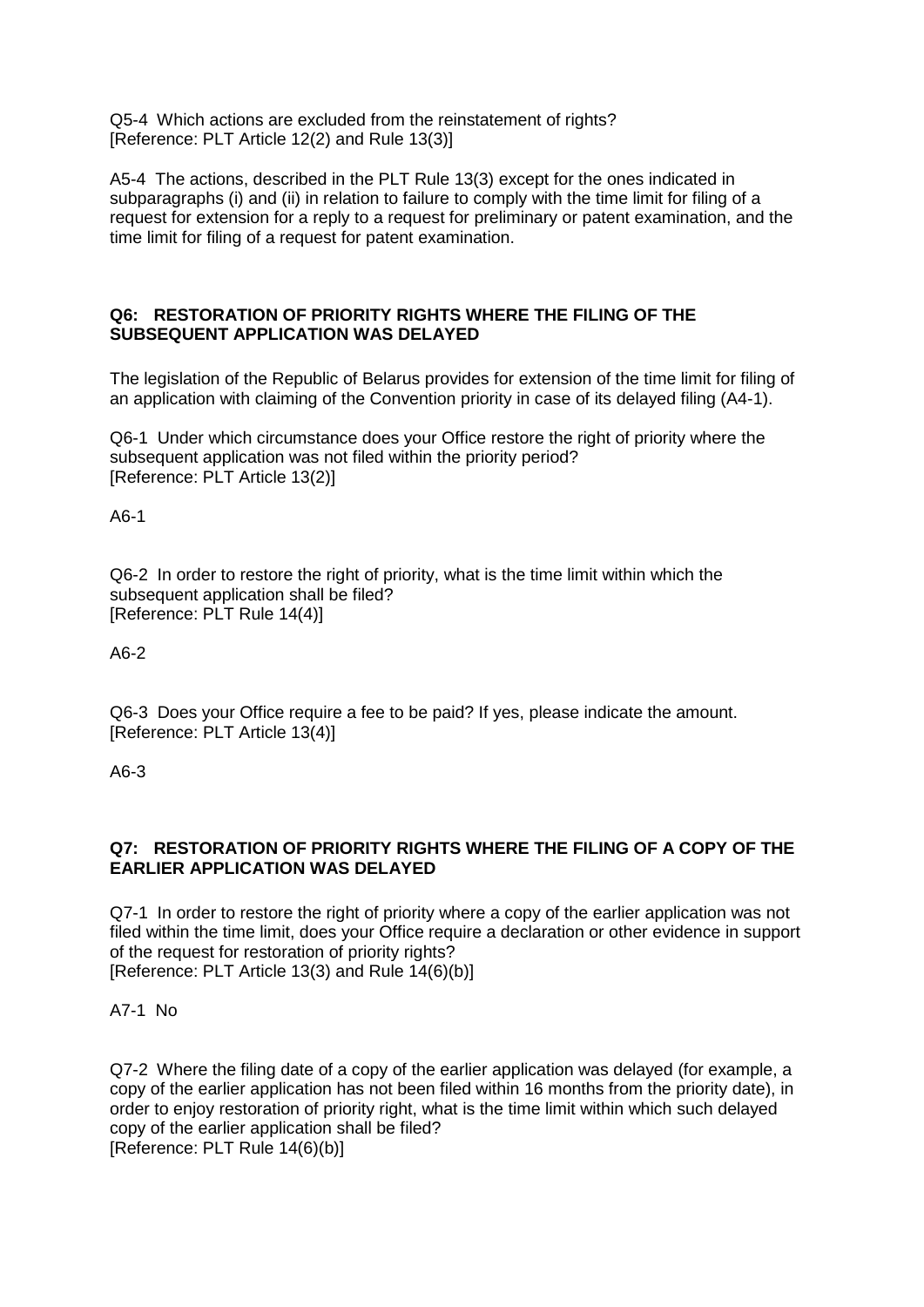Q5-4 Which actions are excluded from the reinstatement of rights?
[Reference: PLT Article 12(2) and Rule 13(3)]

A5-4 The actions, described in the PLT Rule 13(3) except for the ones indicated in subparagraphs (i) and (ii) in relation to failure to comply with the time limit for filing of a request for extension for a reply to a request for preliminary or patent examination, and the time limit for filing of a request for patent examination.

### Q6: RESTORATION OF PRIORITY RIGHTS WHERE THE FILING OF THE SUBSEQUENT APPLICATION WAS DELAYED

The legislation of the Republic of Belarus provides for extension of the time limit for filing of an application with claiming of the Convention priority in case of its delayed filing (A4-1).

Q6-1 Under which circumstance does your Office restore the right of priority where the subsequent application was not filed within the priority period?
[Reference: PLT Article 13(2)]

A6-1

Q6-2 In order to restore the right of priority, what is the time limit within which the subsequent application shall be filed?
[Reference: PLT Rule 14(4)]

A6-2

Q6-3 Does your Office require a fee to be paid? If yes, please indicate the amount.
[Reference: PLT Article 13(4)]

A6-3

### Q7: RESTORATION OF PRIORITY RIGHTS WHERE THE FILING OF A COPY OF THE EARLIER APPLICATION WAS DELAYED

Q7-1 In order to restore the right of priority where a copy of the earlier application was not filed within the time limit, does your Office require a declaration or other evidence in support of the request for restoration of priority rights?
[Reference: PLT Article 13(3) and Rule 14(6)(b)]

A7-1 No

Q7-2 Where the filing date of a copy of the earlier application was delayed (for example, a copy of the earlier application has not been filed within 16 months from the priority date), in order to enjoy restoration of priority right, what is the time limit within which such delayed copy of the earlier application shall be filed?
[Reference: PLT Rule 14(6)(b)]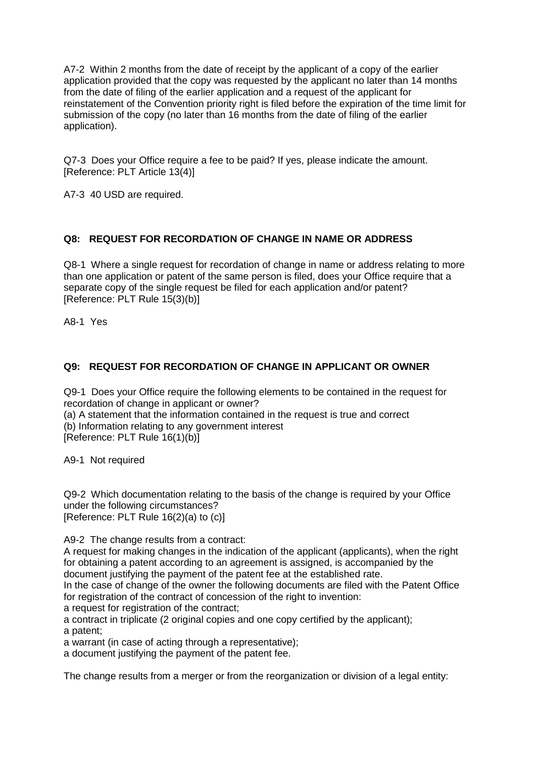A7-2 Within 2 months from the date of receipt by the applicant of a copy of the earlier application provided that the copy was requested by the applicant no later than 14 months from the date of filing of the earlier application and a request of the applicant for reinstatement of the Convention priority right is filed before the expiration of the time limit for submission of the copy (no later than 16 months from the date of filing of the earlier application).

Q7-3 Does your Office require a fee to be paid? If yes, please indicate the amount. [Reference: PLT Article 13(4)]

A7-3 40 USD are required.

**Q8: REQUEST FOR RECORDATION OF CHANGE IN NAME OR ADDRESS**

Q8-1 Where a single request for recordation of change in name or address relating to more than one application or patent of the same person is filed, does your Office require that a separate copy of the single request be filed for each application and/or patent? [Reference: PLT Rule 15(3)(b)]

A8-1 Yes

**Q9: REQUEST FOR RECORDATION OF CHANGE IN APPLICANT OR OWNER**

Q9-1 Does your Office require the following elements to be contained in the request for recordation of change in applicant or owner?
(a) A statement that the information contained in the request is true and correct
(b) Information relating to any government interest
[Reference: PLT Rule 16(1)(b)]

A9-1 Not required

Q9-2 Which documentation relating to the basis of the change is required by your Office under the following circumstances?
[Reference: PLT Rule 16(2)(a) to (c)]

A9-2 The change results from a contract:
A request for making changes in the indication of the applicant (applicants), when the right for obtaining a patent according to an agreement is assigned, is accompanied by the document justifying the payment of the patent fee at the established rate.
In the case of change of the owner the following documents are filed with the Patent Office for registration of the contract of concession of the right to invention:
a request for registration of the contract;
a contract in triplicate (2 original copies and one copy certified by the applicant);
a patent;
a warrant (in case of acting through a representative);
a document justifying the payment of the patent fee.

The change results from a merger or from the reorganization or division of a legal entity: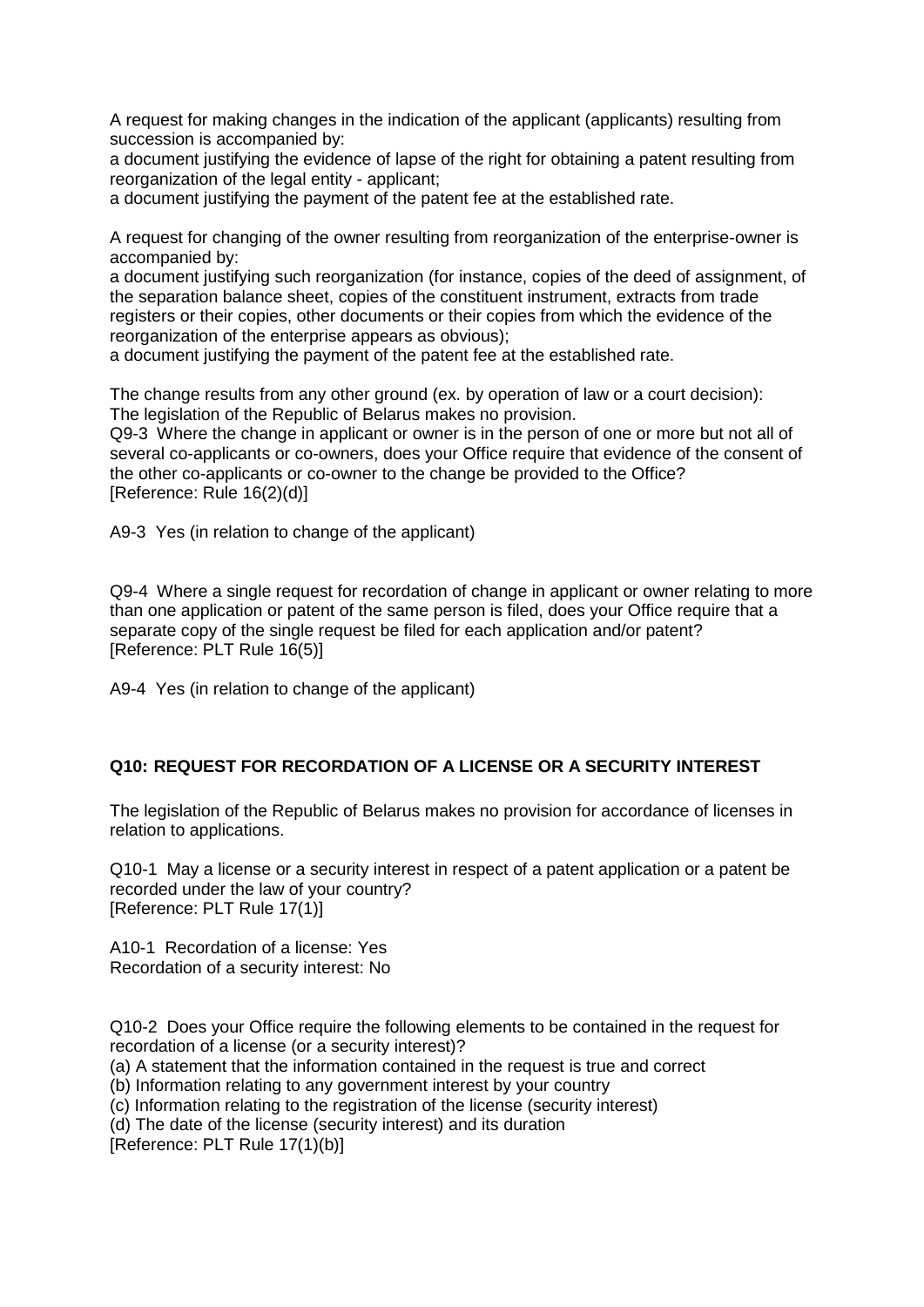A request for making changes in the indication of the applicant (applicants) resulting from succession is accompanied by:

a document justifying the evidence of lapse of the right for obtaining a patent resulting from reorganization of the legal entity - applicant;

a document justifying the payment of the patent fee at the established rate.

A request for changing of the owner resulting from reorganization of the enterprise-owner is accompanied by:

a document justifying such reorganization (for instance, copies of the deed of assignment, of the separation balance sheet, copies of the constituent instrument, extracts from trade registers or their copies, other documents or their copies from which the evidence of the reorganization of the enterprise appears as obvious);

a document justifying the payment of the patent fee at the established rate.

The change results from any other ground (ex. by operation of law or a court decision):
The legislation of the Republic of Belarus makes no provision.

Q9-3 Where the change in applicant or owner is in the person of one or more but not all of several co-applicants or co-owners, does your Office require that evidence of the consent of the other co-applicants or co-owner to the change be provided to the Office?
[Reference: Rule 16(2)(d)]

A9-3 Yes (in relation to change of the applicant)

Q9-4 Where a single request for recordation of change in applicant or owner relating to more than one application or patent of the same person is filed, does your Office require that a separate copy of the single request be filed for each application and/or patent?
[Reference: PLT Rule 16(5)]

A9-4 Yes (in relation to change of the applicant)

## Q10: REQUEST FOR RECORDATION OF A LICENSE OR A SECURITY INTEREST

The legislation of the Republic of Belarus makes no provision for accordance of licenses in relation to applications.

Q10-1 May a license or a security interest in respect of a patent application or a patent be recorded under the law of your country?
[Reference: PLT Rule 17(1)]

A10-1 Recordation of a license: Yes
Recordation of a security interest: No

Q10-2 Does your Office require the following elements to be contained in the request for recordation of a license (or a security interest)?
(a) A statement that the information contained in the request is true and correct
(b) Information relating to any government interest by your country
(c) Information relating to the registration of the license (security interest)
(d) The date of the license (security interest) and its duration
[Reference: PLT Rule 17(1)(b)]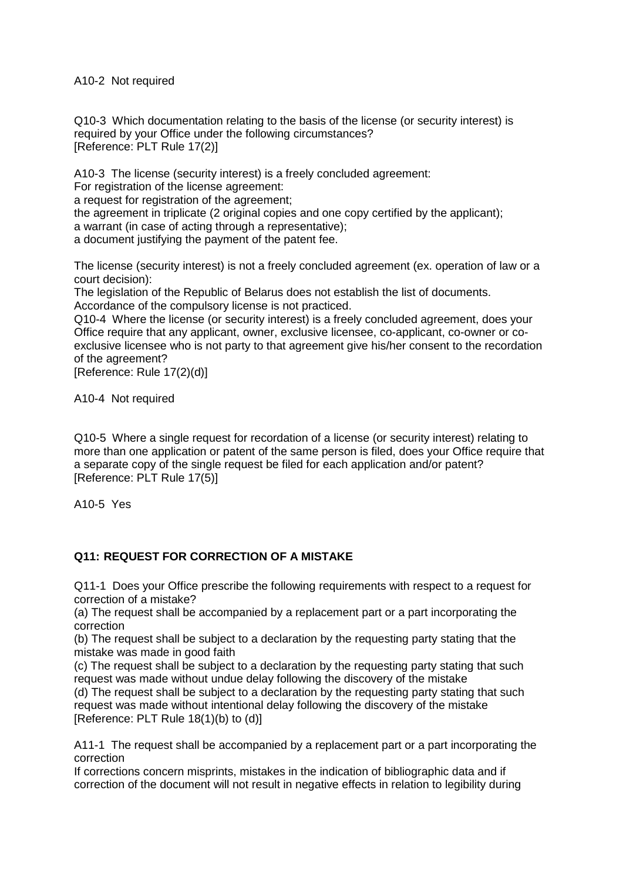A10-2 Not required

Q10-3 Which documentation relating to the basis of the license (or security interest) is required by your Office under the following circumstances?
[Reference: PLT Rule 17(2)]

A10-3 The license (security interest) is a freely concluded agreement:
For registration of the license agreement:
a request for registration of the agreement;
the agreement in triplicate (2 original copies and one copy certified by the applicant);
a warrant (in case of acting through a representative);
a document justifying the payment of the patent fee.

The license (security interest) is not a freely concluded agreement (ex. operation of law or a court decision):
The legislation of the Republic of Belarus does not establish the list of documents.
Accordance of the compulsory license is not practiced.

Q10-4 Where the license (or security interest) is a freely concluded agreement, does your Office require that any applicant, owner, exclusive licensee, co-applicant, co-owner or co-exclusive licensee who is not party to that agreement give his/her consent to the recordation of the agreement?
[Reference: Rule 17(2)(d)]

A10-4 Not required

Q10-5 Where a single request for recordation of a license (or security interest) relating to more than one application or patent of the same person is filed, does your Office require that a separate copy of the single request be filed for each application and/or patent?
[Reference: PLT Rule 17(5)]

A10-5 Yes

**Q11: REQUEST FOR CORRECTION OF A MISTAKE**

Q11-1 Does your Office prescribe the following requirements with respect to a request for correction of a mistake?
(a) The request shall be accompanied by a replacement part or a part incorporating the correction
(b) The request shall be subject to a declaration by the requesting party stating that the mistake was made in good faith
(c) The request shall be subject to a declaration by the requesting party stating that such request was made without undue delay following the discovery of the mistake
(d) The request shall be subject to a declaration by the requesting party stating that such request was made without intentional delay following the discovery of the mistake
[Reference: PLT Rule 18(1)(b) to (d)]

A11-1 The request shall be accompanied by a replacement part or a part incorporating the correction
If corrections concern misprints, mistakes in the indication of bibliographic data and if correction of the document will not result in negative effects in relation to legibility during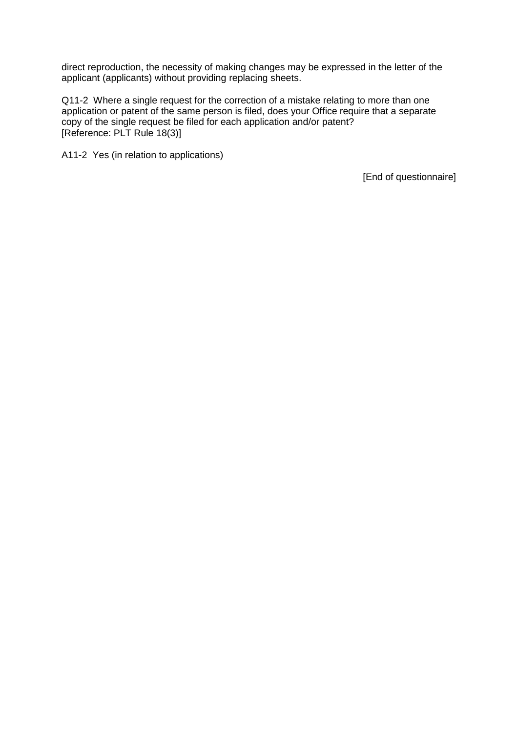direct reproduction, the necessity of making changes may be expressed in the letter of the applicant (applicants) without providing replacing sheets.

Q11-2 Where a single request for the correction of a mistake relating to more than one application or patent of the same person is filed, does your Office require that a separate copy of the single request be filed for each application and/or patent?
[Reference: PLT Rule 18(3)]

A11-2 Yes (in relation to applications)

[End of questionnaire]